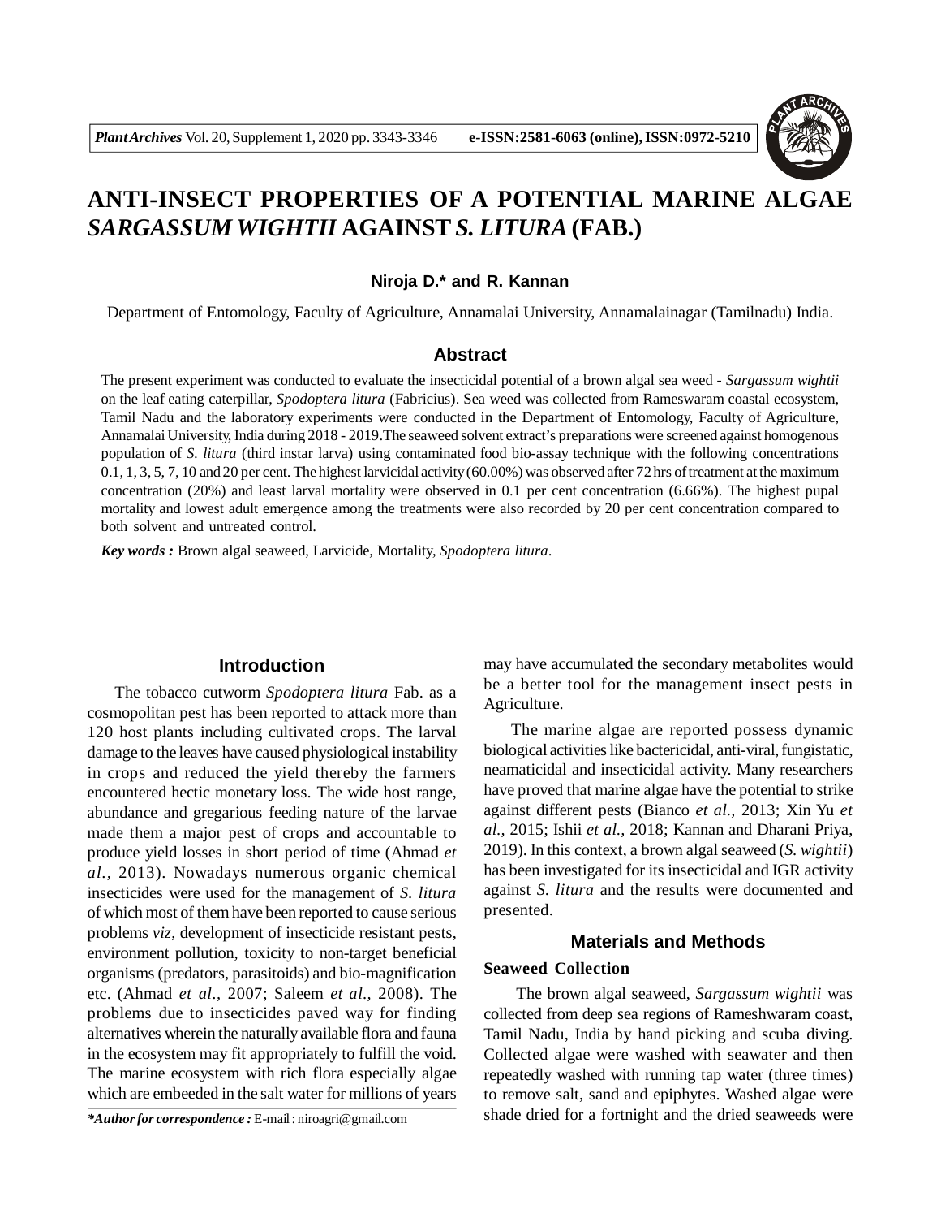# ANTI-INSECT PROPERTIES OF A POTENTIAL MARINE ALGAE *SARGASSUM WIGHTII* AGAINST *S. LITURA* (FAB.)

**Niroja D.* and R. Kannan**

Department of Entomology, Faculty of Agriculture, Annamalai University, Annamalainagar (Tamilnadu) India.

## Abstract

The present experiment was conducted to evaluate the insecticidal potential of a brown algal sea weed - *Sargassum wightii* on the leaf eating caterpillar, *Spodoptera litura* (Fabricius). Sea weed was collected from Rameswaram coastal ecosystem, Tamil Nadu and the laboratory experiments were conducted in the Department of Entomology, Faculty of Agriculture, Annamalai University, India during 2018 - 2019.The seaweed solvent extract's preparations were screened against homogenous population of *S. litura* (third instar larva) using contaminated food bio-assay technique with the following concentrations 0.1, 1, 3, 5, 7, 10 and 20 per cent. The highest larvicidal activity (60.00%) was observed after 72 hrs of treatment at the maximum concentration (20%) and least larval mortality were observed in 0.1 per cent concentration (6.66%). The highest pupal mortality and lowest adult emergence among the treatments were also recorded by 20 per cent concentration compared to both solvent and untreated control.

***Key words :*** Brown algal seaweed, Larvicide, Mortality, *Spodoptera litura*.

## Introduction

The tobacco cutworm *Spodoptera litura* Fab. as a cosmopolitan pest has been reported to attack more than 120 host plants including cultivated crops. The larval damage to the leaves have caused physiological instability in crops and reduced the yield thereby the farmers encountered hectic monetary loss. The wide host range, abundance and gregarious feeding nature of the larvae made them a major pest of crops and accountable to produce yield losses in short period of time (Ahmad *et al.*, 2013). Nowadays numerous organic chemical insecticides were used for the management of *S. litura* of which most of them have been reported to cause serious problems *viz*, development of insecticide resistant pests, environment pollution, toxicity to non-target beneficial organisms (predators, parasitoids) and bio-magnification etc. (Ahmad *et al*., 2007; Saleem *et al*., 2008). The problems due to insecticides paved way for finding alternatives wherein the naturally available flora and fauna in the ecosystem may fit appropriately to fulfill the void. The marine ecosystem with rich flora especially algae which are embeeded in the salt water for millions of years may have accumulated the secondary metabolites would be a better tool for the management insect pests in Agriculture.

The marine algae are reported possess dynamic biological activities like bactericidal, anti-viral, fungistatic, neamaticidal and insecticidal activity. Many researchers have proved that marine algae have the potential to strike against different pests (Bianco *et al.,* 2013; Xin Yu *et al.,* 2015; Ishii *et al.,* 2018; Kannan and Dharani Priya, 2019). In this context, a brown algal seaweed (*S. wightii*) has been investigated for its insecticidal and IGR activity against *S. litura* and the results were documented and presented.

## Materials and Methods

### Seaweed Collection

The brown algal seaweed, *Sargassum wightii* was collected from deep sea regions of Rameshwaram coast, Tamil Nadu, India by hand picking and scuba diving. Collected algae were washed with seawater and then repeatedly washed with running tap water (three times) to remove salt, sand and epiphytes. Washed algae were shade dried for a fortnight and the dried seaweeds were

***Author for correspondence :** E-mail : niroagri@gmail.com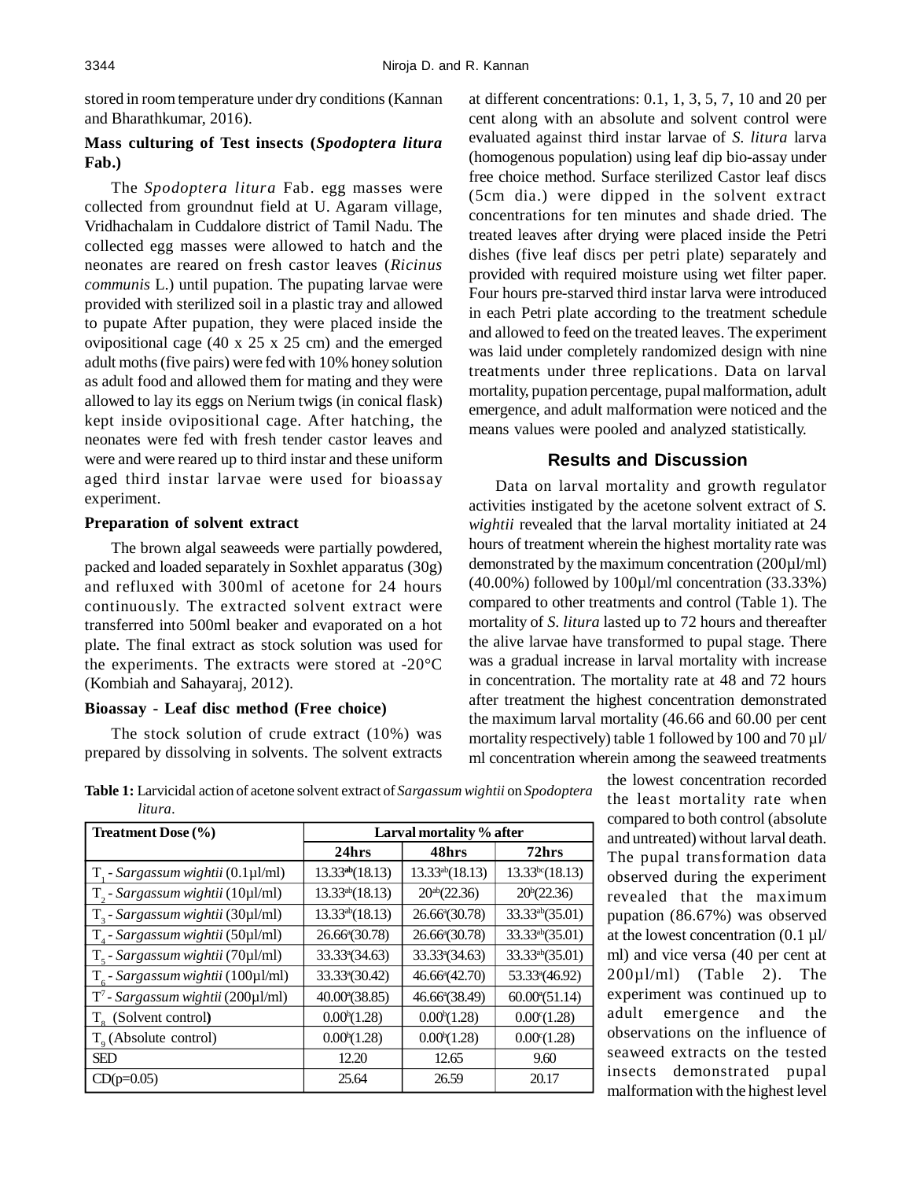stored in room temperature under dry conditions (Kannan and Bharathkumar, 2016).

### Mass culturing of Test insects (*Spodoptera litura* Fab.)

The *Spodoptera litura* Fab. egg masses were collected from groundnut field at U. Agaram village, Vridhachalam in Cuddalore district of Tamil Nadu. The collected egg masses were allowed to hatch and the neonates are reared on fresh castor leaves (*Ricinus communis* L.) until pupation. The pupating larvae were provided with sterilized soil in a plastic tray and allowed to pupate After pupation, they were placed inside the ovipositional cage (40 x 25 x 25 cm) and the emerged adult moths (five pairs) were fed with 10% honey solution as adult food and allowed them for mating and they were allowed to lay its eggs on Nerium twigs (in conical flask) kept inside ovipositional cage. After hatching, the neonates were fed with fresh tender castor leaves and were and were reared up to third instar and these uniform aged third instar larvae were used for bioassay experiment.

### Preparation of solvent extract

The brown algal seaweeds were partially powdered, packed and loaded separately in Soxhlet apparatus (30g) and refluxed with 300ml of acetone for 24 hours continuously. The extracted solvent extract were transferred into 500ml beaker and evaporated on a hot plate. The final extract as stock solution was used for the experiments. The extracts were stored at -20°C (Kombiah and Sahayaraj, 2012).

### Bioassay - Leaf disc method (Free choice)

The stock solution of crude extract (10%) was prepared by dissolving in solvents. The solvent extracts at different concentrations: 0.1, 1, 3, 5, 7, 10 and 20 per cent along with an absolute and solvent control were evaluated against third instar larvae of *S. litura* larva (homogenous population) using leaf dip bio-assay under free choice method. Surface sterilized Castor leaf discs (5cm dia.) were dipped in the solvent extract concentrations for ten minutes and shade dried. The treated leaves after drying were placed inside the Petri dishes (five leaf discs per petri plate) separately and provided with required moisture using wet filter paper. Four hours pre-starved third instar larva were introduced in each Petri plate according to the treatment schedule and allowed to feed on the treated leaves. The experiment was laid under completely randomized design with nine treatments under three replications. Data on larval mortality, pupation percentage, pupal malformation, adult emergence, and adult malformation were noticed and the means values were pooled and analyzed statistically.

## Results and Discussion

Data on larval mortality and growth regulator activities instigated by the acetone solvent extract of *S. wightii* revealed that the larval mortality initiated at 24 hours of treatment wherein the highest mortality rate was demonstrated by the maximum concentration (200µl/ml) (40.00%) followed by 100µl/ml concentration (33.33%) compared to other treatments and control (Table 1). The mortality of *S. litura* lasted up to 72 hours and thereafter the alive larvae have transformed to pupal stage. There was a gradual increase in larval mortality with increase in concentration. The mortality rate at 48 and 72 hours after treatment the highest concentration demonstrated the maximum larval mortality (46.66 and 60.00 per cent mortality respectively) table 1 followed by 100 and 70 µl/ml concentration wherein among the seaweed treatments the lowest concentration recorded the least mortality rate when compared to both control (absolute and untreated) without larval death. The pupal transformation data observed during the experiment revealed that the maximum pupation (86.67%) was observed at the lowest concentration (0.1 µl/ml) and vice versa (40 per cent at 200µl/ml) (Table 2). The experiment was continued up to adult emergence and the observations on the influence of seaweed extracts on the tested insects demonstrated pupal malformation with the highest level

**Table 1:** Larvicidal action of acetone solvent extract of *Sargassum wightii* on *Spodoptera litura*.

| Treatment Dose (%) | Larval mortality % after | | |
|---|---|---|---|
| | 24hrs | 48hrs | 72hrs |
| $T_1$ - *Sargassum wightii* (0.1µl/ml) | 13.33$^{ab}$(18.13) | 13.33$^{ab}$(18.13) | 13.33$^{bc}$(18.13) |
| $T_2$ - *Sargassum wightii* (10µl/ml) | 13.33$^{ab}$(18.13) | 20$^{ab}$(22.36) | 20$^{b}$(22.36) |
| $T_3$ - *Sargassum wightii* (30µl/ml) | 13.33$^{ab}$(18.13) | 26.66$^{a}$(30.78) | 33.33$^{ab}$(35.01) |
| $T_4$ - *Sargassum wightii* (50µl/ml) | 26.66$^{a}$(30.78) | 26.66$^{a}$(30.78) | 33.33$^{ab}$(35.01) |
| $T_5$ - *Sargassum wightii* (70µl/ml) | 33.33$^{a}$(34.63) | 33.33$^{a}$(34.63) | 33.33$^{ab}$(35.01) |
| $T_6$ - *Sargassum wightii* (100µl/ml) | 33.33$^{a}$(30.42) | 46.66$^{a}$(42.70) | 53.33$^{a}$(46.92) |
| $T^7$ - *Sargassum wightii* (200µl/ml) | 40.00$^{a}$(38.85) | 46.66$^{a}$(38.49) | 60.00$^{a}$(51.14) |
| $T_8$ (Solvent control) | 0.00$^{b}$(1.28) | 0.00$^{b}$(1.28) | 0.00$^{c}$(1.28) |
| $T_9$ (Absolute control) | 0.00$^{b}$(1.28) | 0.00$^{b}$(1.28) | 0.00$^{c}$(1.28) |
| SED | 12.20 | 12.65 | 9.60 |
| CD(p=0.05) | 25.64 | 26.59 | 20.17 |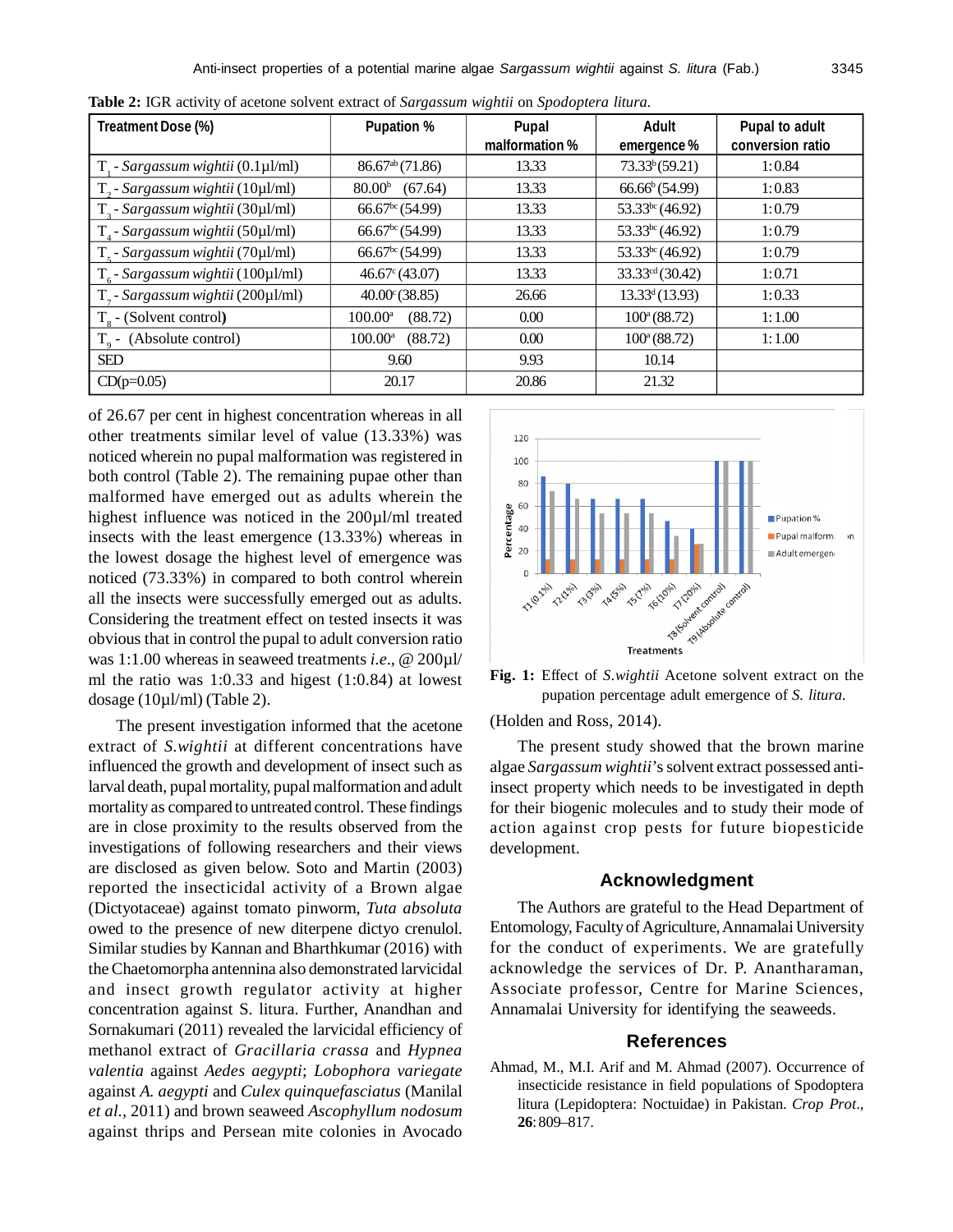**Table 2:** IGR activity of acetone solvent extract of *Sargassum wightii* on *Spodoptera litura*.

| Treatment Dose (%) | Pupation % | Pupal malformation % | Adult emergence % | Pupal to adult conversion ratio |
|---|---|---|---|---|
| $T_1$ - *Sargassum wightii* (0.1µl/ml) | 86.67[ab] (71.86) | 13.33 | 73.33[b] (59.21) | 1:0.84 |
| $T_2$ - *Sargassum wightii* (10µl/ml) | 80.00[b] (67.64) | 13.33 | 66.66[b] (54.99) | 1:0.83 |
| $T_3$ - *Sargassum wightii* (30µl/ml) | 66.67[bc] (54.99) | 13.33 | 53.33[bc] (46.92) | 1:0.79 |
| $T_4$ - *Sargassum wightii* (50µl/ml) | 66.67[bc] (54.99) | 13.33 | 53.33[bc] (46.92) | 1:0.79 |
| $T_5$ - *Sargassum wightii* (70µl/ml) | 66.67[bc] (54.99) | 13.33 | 53.33[bc] (46.92) | 1:0.79 |
| $T_6$ - *Sargassum wightii* (100µl/ml) | 46.67[c] (43.07) | 13.33 | 33.33[cd] (30.42) | 1:0.71 |
| $T_7$ - *Sargassum wightii* (200µl/ml) | 40.00[c] (38.85) | 26.66 | 13.33[d] (13.93) | 1:0.33 |
| $T_8$ - (Solvent control**)** | 100.00[a] (88.72) | 0.00 | 100[a] (88.72) | 1:1.00 |
| $T_9$ - (Absolute control) | 100.00[a] (88.72) | 0.00 | 100[a] (88.72) | 1:1.00 |
| SED | 9.60 | 9.93 | 10.14 | |
| CD(p=0.05) | 20.17 | 20.86 | 21.32 | |

of 26.67 per cent in highest concentration whereas in all other treatments similar level of value (13.33%) was noticed wherein no pupal malformation was registered in both control (Table 2). The remaining pupae other than malformed have emerged out as adults wherein the highest influence was noticed in the 200µl/ml treated insects with the least emergence (13.33%) whereas in the lowest dosage the highest level of emergence was noticed (73.33%) in compared to both control wherein all the insects were successfully emerged out as adults. Considering the treatment effect on tested insects it was obvious that in control the pupal to adult conversion ratio was 1:1.00 whereas in seaweed treatments *i.e*., @ 200µl/ml the ratio was 1:0.33 and higest (1:0.84) at lowest dosage (10µl/ml) (Table 2).

The present investigation informed that the acetone extract of *S.wightii* at different concentrations have influenced the growth and development of insect such as larval death, pupal mortality, pupal malformation and adult mortality as compared to untreated control. These findings are in close proximity to the results observed from the investigations of following researchers and their views are disclosed as given below. Soto and Martin (2003) reported the insecticidal activity of a Brown algae (Dictyotaceae) against tomato pinworm, *Tuta absoluta* owed to the presence of new diterpene dictyo crenulol. Similar studies by Kannan and Bharthkumar (2016) with the Chaetomorpha antennina also demonstrated larvicidal and insect growth regulator activity at higher concentration against S. litura. Further, Anandhan and Sornakumari (2011) revealed the larvicidal efficiency of methanol extract of *Gracillaria crassa* and *Hypnea valentia* against *Aedes aegypti*; *Lobophora variegate* against *A. aegypti* and *Culex quinquefasciatus* (Manilal *et al*., 2011) and brown seaweed *Ascophyllum nodosum* against thrips and Persean mite colonies in Avocado (Holden and Ross, 2014).

**Fig. 1:** Effect of *S.wightii* Acetone solvent extract on the pupation percentage adult emergence of *S. litura.*

The present study showed that the brown marine algae *Sargassum wightii*'s solvent extract possessed anti-insect property which needs to be investigated in depth for their biogenic molecules and to study their mode of action against crop pests for future biopesticide development.

## Acknowledgment

The Authors are grateful to the Head Department of Entomology, Faculty of Agriculture, Annamalai University for the conduct of experiments. We are gratefully acknowledge the services of Dr. P. Anantharaman, Associate professor, Centre for Marine Sciences, Annamalai University for identifying the seaweeds.

## References

Ahmad, M., M.I. Arif and M. Ahmad (2007). Occurrence of insecticide resistance in field populations of Spodoptera litura (Lepidoptera: Noctuidae) in Pakistan. *Crop Prot*., **26**: 809–817.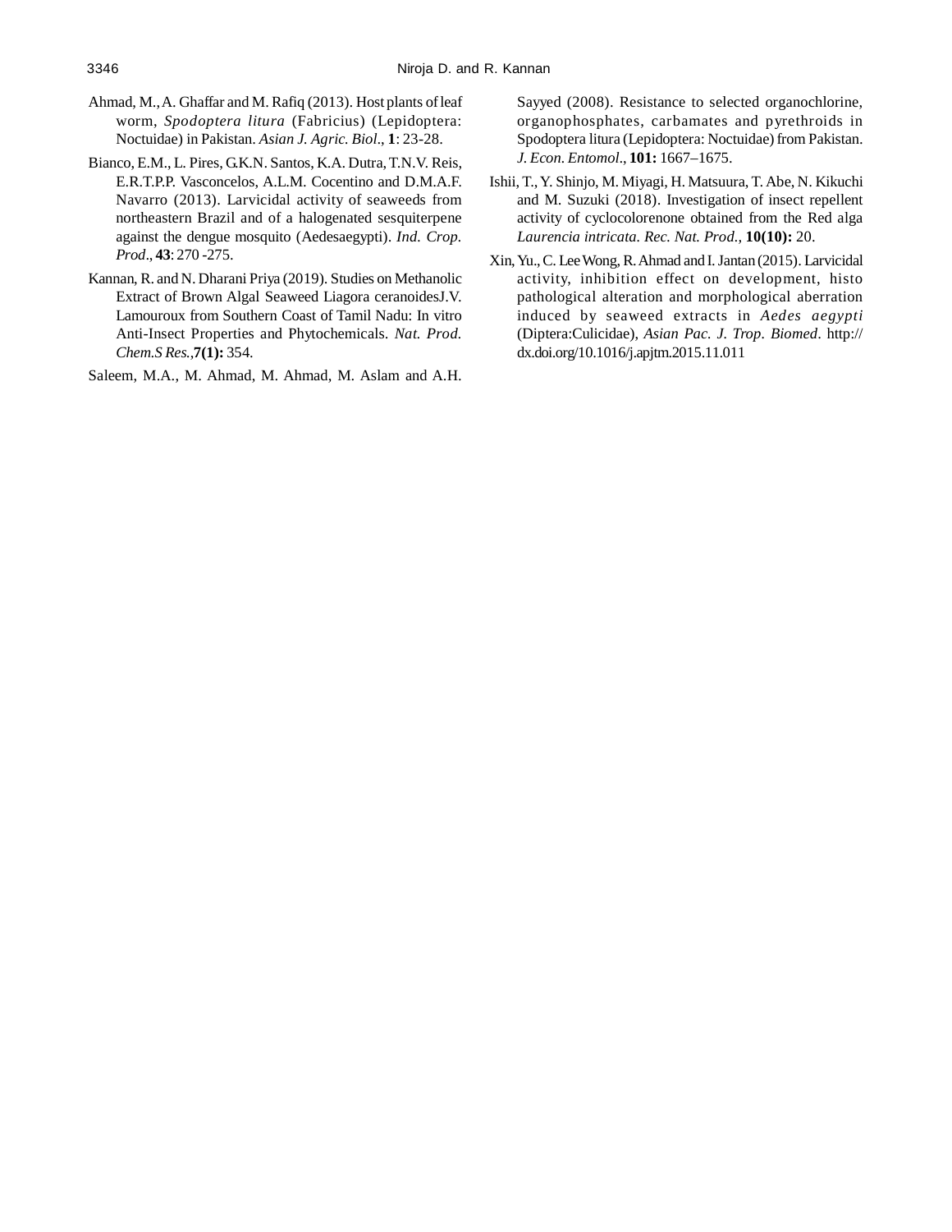Ahmad, M., A. Ghaffar and M. Rafiq (2013). Host plants of leaf worm, *Spodoptera litura* (Fabricius) (Lepidoptera: Noctuidae) in Pakistan. *Asian J. Agric. Biol*., **1**: 23-28.

Bianco, E.M., L. Pires, G.K.N. Santos, K.A. Dutra, T.N.V. Reis, E.R.T.P.P. Vasconcelos, A.L.M. Cocentino and D.M.A.F. Navarro (2013). Larvicidal activity of seaweeds from northeastern Brazil and of a halogenated sesquiterpene against the dengue mosquito (Aedesaegypti). *Ind. Crop. Prod*., **43**: 270 -275.

Kannan, R. and N. Dharani Priya (2019). Studies on Methanolic Extract of Brown Algal Seaweed Liagora ceranoidesJ.V. Lamouroux from Southern Coast of Tamil Nadu: In vitro Anti-Insect Properties and Phytochemicals. *Nat. Prod. Chem.S Res.*,**7(1):** 354.

Saleem, M.A., M. Ahmad, M. Ahmad, M. Aslam and A.H. Sayyed (2008). Resistance to selected organochlorine, organophosphates, carbamates and pyrethroids in Spodoptera litura (Lepidoptera: Noctuidae) from Pakistan. *J. Econ. Entomol*., **101:** 1667–1675.

Ishii, T., Y. Shinjo, M. Miyagi, H. Matsuura, T. Abe, N. Kikuchi and M. Suzuki (2018). Investigation of insect repellent activity of cyclocolorenone obtained from the Red alga *Laurencia intricata. Rec. Nat. Prod.,* **10(10):** 20.

Xin, Yu., C. Lee Wong, R. Ahmad and I. Jantan (2015). Larvicidal activity, inhibition effect on development, histo pathological alteration and morphological aberration induced by seaweed extracts in *Aedes aegypti* (Diptera:Culicidae), *Asian Pac. J. Trop. Biomed*. http://dx.doi.org/10.1016/j.apjtm.2015.11.011